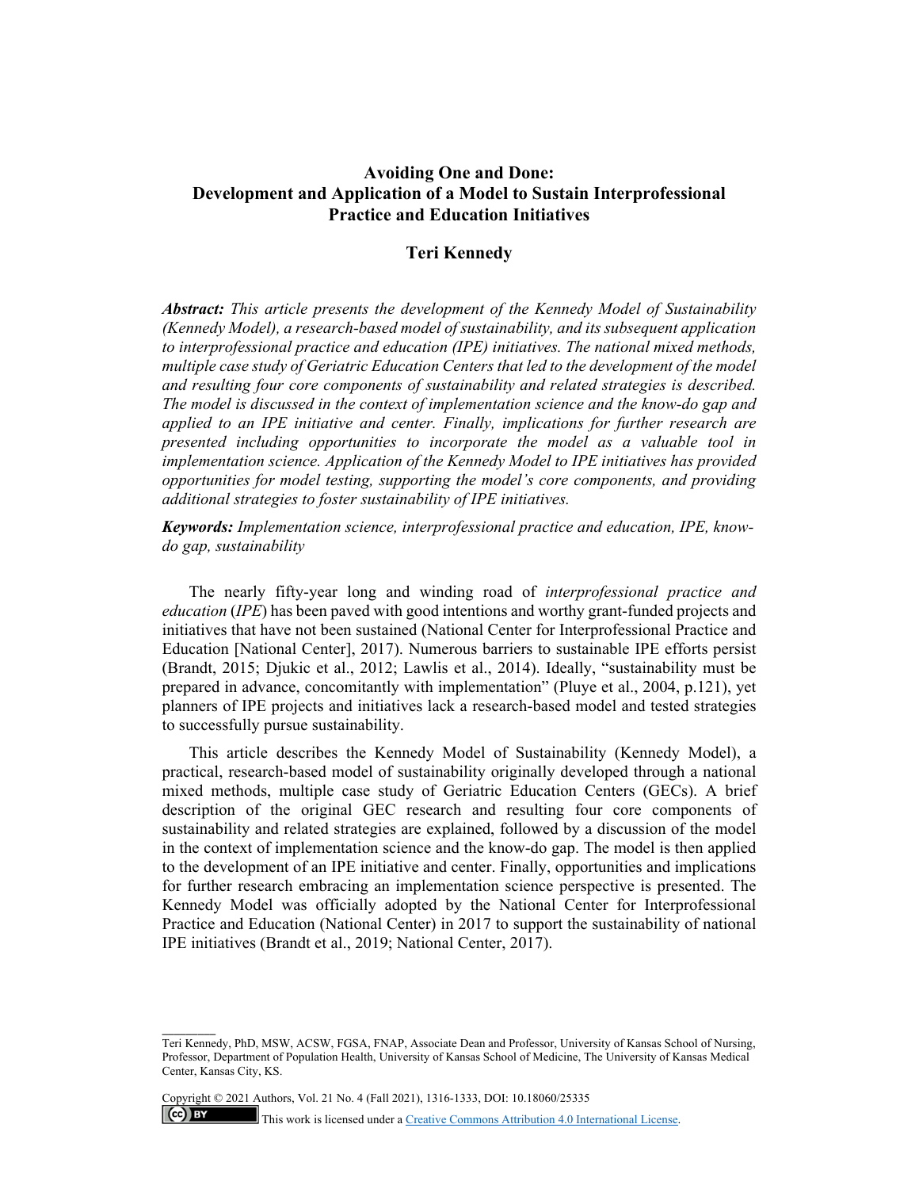# Avoiding One and Done: Development and Application of a Model to Sustain Interprofessional Practice and Education Initiatives

**Teri Kennedy**

***Abstract:*** *This article presents the development of the Kennedy Model of Sustainability (Kennedy Model), a research-based model of sustainability, and its subsequent application to interprofessional practice and education (IPE) initiatives. The national mixed methods, multiple case study of Geriatric Education Centers that led to the development of the model and resulting four core components of sustainability and related strategies is described. The model is discussed in the context of implementation science and the know-do gap and applied to an IPE initiative and center. Finally, implications for further research are presented including opportunities to incorporate the model as a valuable tool in implementation science. Application of the Kennedy Model to IPE initiatives has provided opportunities for model testing, supporting the model's core components, and providing additional strategies to foster sustainability of IPE initiatives.*

***Keywords:*** *Implementation science, interprofessional practice and education, IPE, know-do gap, sustainability*

The nearly fifty-year long and winding road of *interprofessional practice and education* (*IPE*) has been paved with good intentions and worthy grant-funded projects and initiatives that have not been sustained (National Center for Interprofessional Practice and Education [National Center], 2017). Numerous barriers to sustainable IPE efforts persist (Brandt, 2015; Djukic et al., 2012; Lawlis et al., 2014). Ideally, "sustainability must be prepared in advance, concomitantly with implementation" (Pluye et al., 2004, p.121), yet planners of IPE projects and initiatives lack a research-based model and tested strategies to successfully pursue sustainability.

This article describes the Kennedy Model of Sustainability (Kennedy Model), a practical, research-based model of sustainability originally developed through a national mixed methods, multiple case study of Geriatric Education Centers (GECs). A brief description of the original GEC research and resulting four core components of sustainability and related strategies are explained, followed by a discussion of the model in the context of implementation science and the know-do gap. The model is then applied to the development of an IPE initiative and center. Finally, opportunities and implications for further research embracing an implementation science perspective is presented. The Kennedy Model was officially adopted by the National Center for Interprofessional Practice and Education (National Center) in 2017 to support the sustainability of national IPE initiatives (Brandt et al., 2019; National Center, 2017).

---

Teri Kennedy, PhD, MSW, ACSW, FGSA, FNAP, Associate Dean and Professor, University of Kansas School of Nursing, Professor, Department of Population Health, University of Kansas School of Medicine, The University of Kansas Medical Center, Kansas City, KS.

Copyright © 2021 Authors, Vol. 21 No. 4 (Fall 2021), 1316-1333, DOI: 10.18060/25335

This work is licensed under a Creative Commons Attribution 4.0 International License.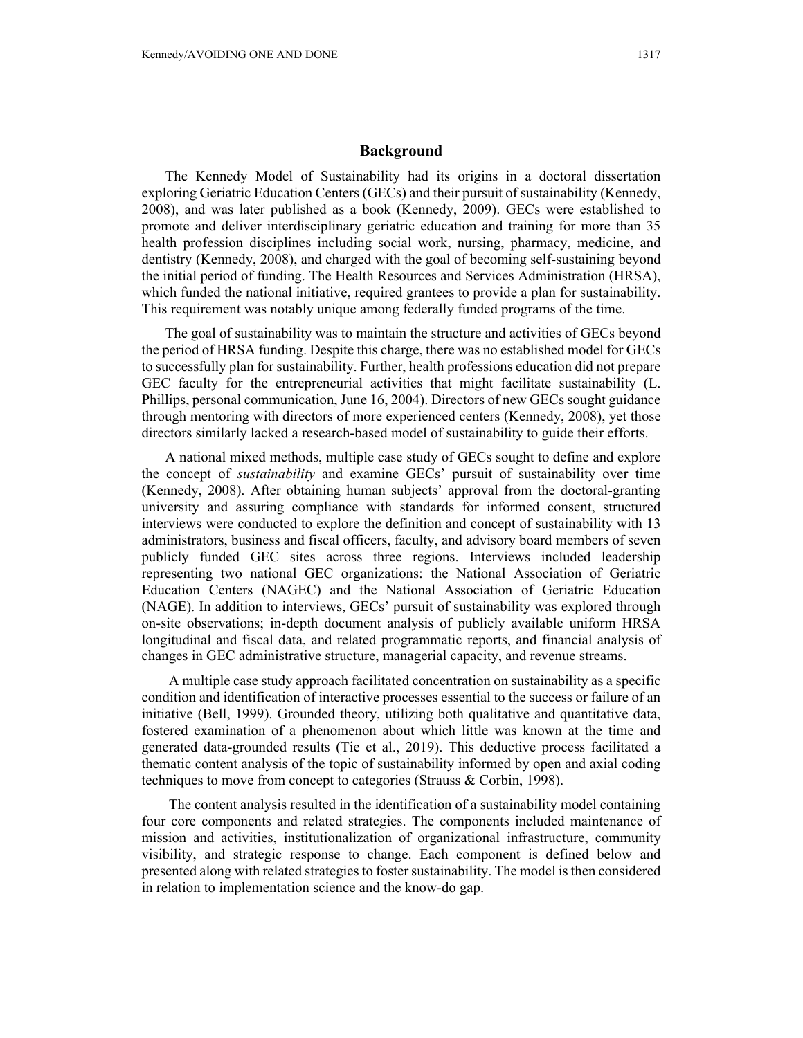## Background

The Kennedy Model of Sustainability had its origins in a doctoral dissertation exploring Geriatric Education Centers (GECs) and their pursuit of sustainability (Kennedy, 2008), and was later published as a book (Kennedy, 2009). GECs were established to promote and deliver interdisciplinary geriatric education and training for more than 35 health profession disciplines including social work, nursing, pharmacy, medicine, and dentistry (Kennedy, 2008), and charged with the goal of becoming self-sustaining beyond the initial period of funding. The Health Resources and Services Administration (HRSA), which funded the national initiative, required grantees to provide a plan for sustainability. This requirement was notably unique among federally funded programs of the time.

The goal of sustainability was to maintain the structure and activities of GECs beyond the period of HRSA funding. Despite this charge, there was no established model for GECs to successfully plan for sustainability. Further, health professions education did not prepare GEC faculty for the entrepreneurial activities that might facilitate sustainability (L. Phillips, personal communication, June 16, 2004). Directors of new GECs sought guidance through mentoring with directors of more experienced centers (Kennedy, 2008), yet those directors similarly lacked a research-based model of sustainability to guide their efforts.

A national mixed methods, multiple case study of GECs sought to define and explore the concept of *sustainability* and examine GECs' pursuit of sustainability over time (Kennedy, 2008). After obtaining human subjects' approval from the doctoral-granting university and assuring compliance with standards for informed consent, structured interviews were conducted to explore the definition and concept of sustainability with 13 administrators, business and fiscal officers, faculty, and advisory board members of seven publicly funded GEC sites across three regions. Interviews included leadership representing two national GEC organizations: the National Association of Geriatric Education Centers (NAGEC) and the National Association of Geriatric Education (NAGE). In addition to interviews, GECs' pursuit of sustainability was explored through on-site observations; in-depth document analysis of publicly available uniform HRSA longitudinal and fiscal data, and related programmatic reports, and financial analysis of changes in GEC administrative structure, managerial capacity, and revenue streams.

A multiple case study approach facilitated concentration on sustainability as a specific condition and identification of interactive processes essential to the success or failure of an initiative (Bell, 1999). Grounded theory, utilizing both qualitative and quantitative data, fostered examination of a phenomenon about which little was known at the time and generated data-grounded results (Tie et al., 2019). This deductive process facilitated a thematic content analysis of the topic of sustainability informed by open and axial coding techniques to move from concept to categories (Strauss & Corbin, 1998).

The content analysis resulted in the identification of a sustainability model containing four core components and related strategies. The components included maintenance of mission and activities, institutionalization of organizational infrastructure, community visibility, and strategic response to change. Each component is defined below and presented along with related strategies to foster sustainability. The model is then considered in relation to implementation science and the know-do gap.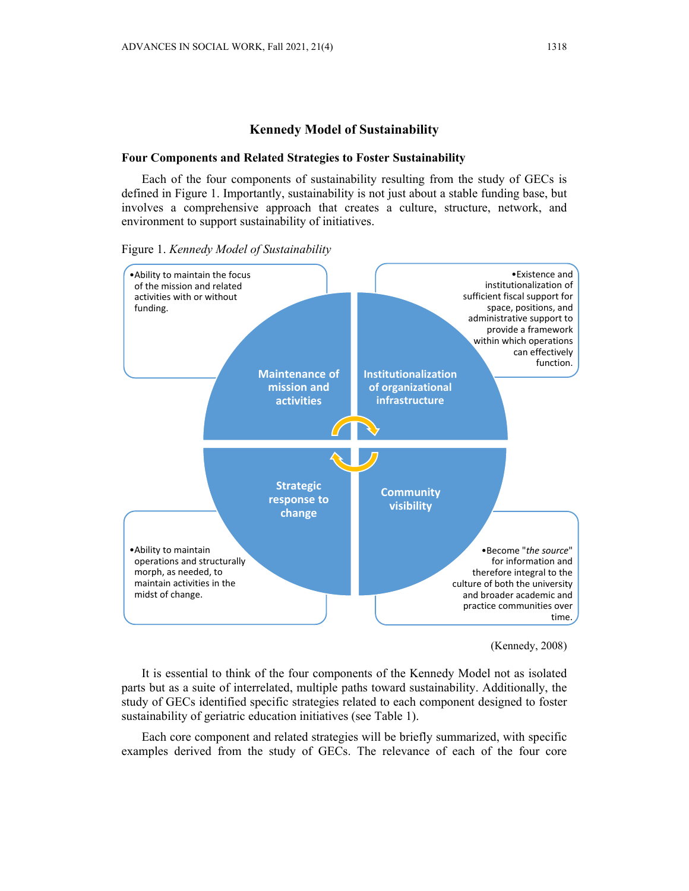## Kennedy Model of Sustainability

### Four Components and Related Strategies to Foster Sustainability

Each of the four components of sustainability resulting from the study of GECs is defined in Figure 1. Importantly, sustainability is not just about a stable funding base, but involves a comprehensive approach that creates a culture, structure, network, and environment to support sustainability of initiatives.

Figure 1. *Kennedy Model of Sustainability*

**Maintenance of mission and activities**
- Ability to maintain the focus of the mission and related activities with or without funding.

**Institutionalization of organizational infrastructure**
- Existence and institutionalization of sufficient fiscal support for space, positions, and administrative support to provide a framework within which operations can effectively function.

**Strategic response to change**
- Ability to maintain operations and structurally morph, as needed, to maintain activities in the midst of change.

**Community visibility**
- Become "*the source*" for information and therefore integral to the culture of both the university and broader academic and practice communities over time.

(Kennedy, 2008)

It is essential to think of the four components of the Kennedy Model not as isolated parts but as a suite of interrelated, multiple paths toward sustainability. Additionally, the study of GECs identified specific strategies related to each component designed to foster sustainability of geriatric education initiatives (see Table 1).

Each core component and related strategies will be briefly summarized, with specific examples derived from the study of GECs. The relevance of each of the four core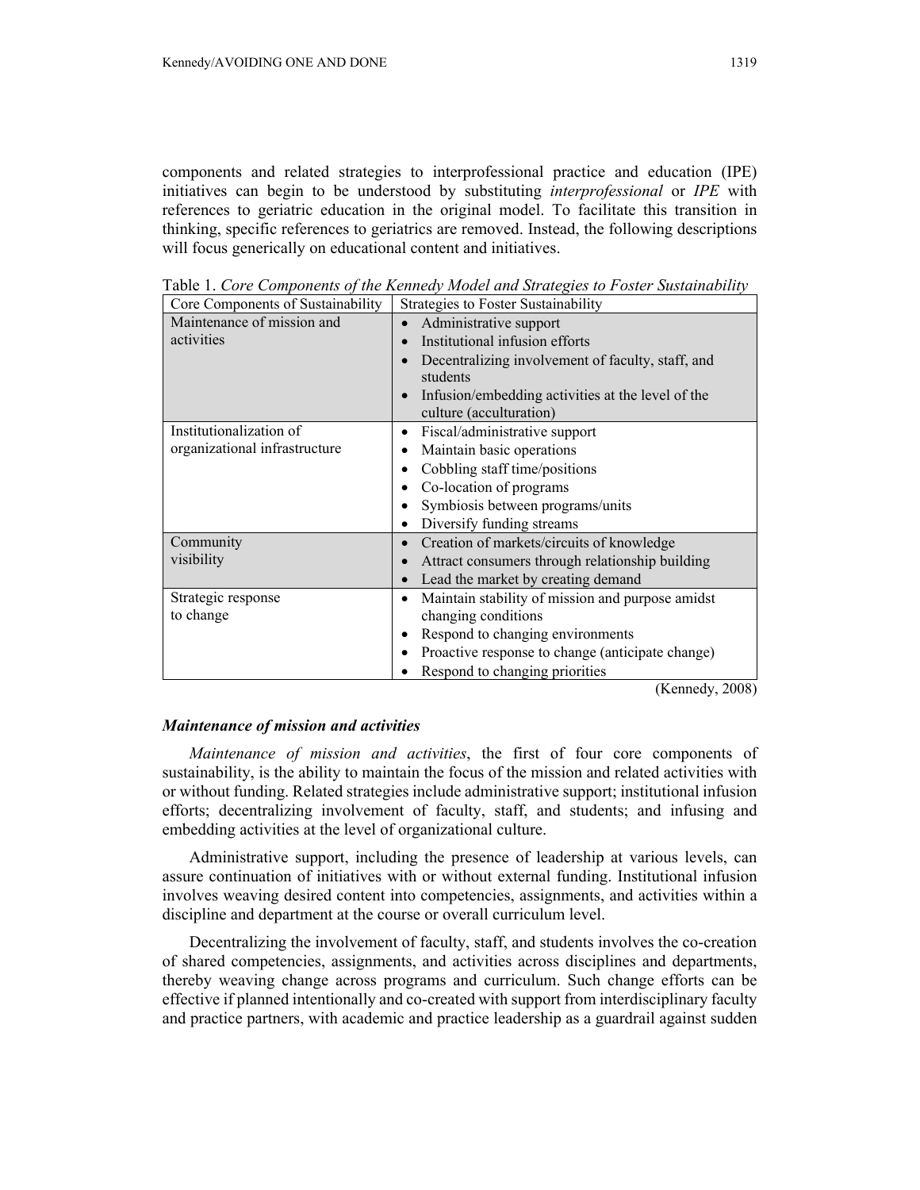components and related strategies to interprofessional practice and education (IPE) initiatives can begin to be understood by substituting *interprofessional* or *IPE* with references to geriatric education in the original model. To facilitate this transition in thinking, specific references to geriatrics are removed. Instead, the following descriptions will focus generically on educational content and initiatives.

Table 1. *Core Components of the Kennedy Model and Strategies to Foster Sustainability*

| Core Components of Sustainability | Strategies to Foster Sustainability |
|---|---|
| Maintenance of mission and activities | • Administrative support<br>• Institutional infusion efforts<br>• Decentralizing involvement of faculty, staff, and students<br>• Infusion/embedding activities at the level of the culture (acculturation) |
| Institutionalization of organizational infrastructure | • Fiscal/administrative support<br>• Maintain basic operations<br>• Cobbling staff time/positions<br>• Co-location of programs<br>• Symbiosis between programs/units<br>• Diversify funding streams |
| Community visibility | • Creation of markets/circuits of knowledge<br>• Attract consumers through relationship building<br>• Lead the market by creating demand |
| Strategic response to change | • Maintain stability of mission and purpose amidst changing conditions<br>• Respond to changing environments<br>• Proactive response to change (anticipate change)<br>• Respond to changing priorities |

(Kennedy, 2008)

### *Maintenance of mission and activities*

*Maintenance of mission and activities*, the first of four core components of sustainability, is the ability to maintain the focus of the mission and related activities with or without funding. Related strategies include administrative support; institutional infusion efforts; decentralizing involvement of faculty, staff, and students; and infusing and embedding activities at the level of organizational culture.

Administrative support, including the presence of leadership at various levels, can assure continuation of initiatives with or without external funding. Institutional infusion involves weaving desired content into competencies, assignments, and activities within a discipline and department at the course or overall curriculum level.

Decentralizing the involvement of faculty, staff, and students involves the co-creation of shared competencies, assignments, and activities across disciplines and departments, thereby weaving change across programs and curriculum. Such change efforts can be effective if planned intentionally and co-created with support from interdisciplinary faculty and practice partners, with academic and practice leadership as a guardrail against sudden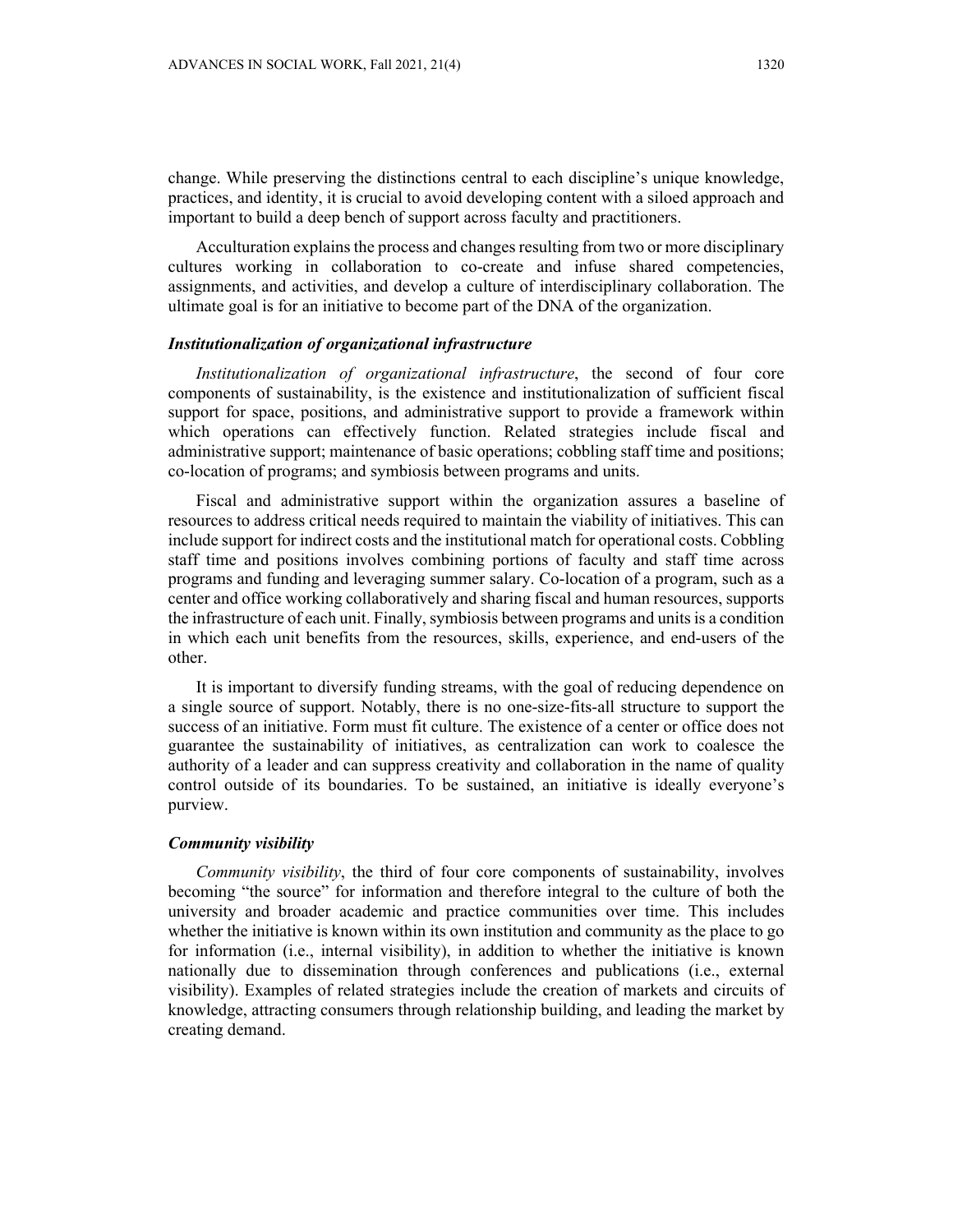change. While preserving the distinctions central to each discipline's unique knowledge, practices, and identity, it is crucial to avoid developing content with a siloed approach and important to build a deep bench of support across faculty and practitioners.

Acculturation explains the process and changes resulting from two or more disciplinary cultures working in collaboration to co-create and infuse shared competencies, assignments, and activities, and develop a culture of interdisciplinary collaboration. The ultimate goal is for an initiative to become part of the DNA of the organization.

### *Institutionalization of organizational infrastructure*

*Institutionalization of organizational infrastructure*, the second of four core components of sustainability, is the existence and institutionalization of sufficient fiscal support for space, positions, and administrative support to provide a framework within which operations can effectively function. Related strategies include fiscal and administrative support; maintenance of basic operations; cobbling staff time and positions; co-location of programs; and symbiosis between programs and units.

Fiscal and administrative support within the organization assures a baseline of resources to address critical needs required to maintain the viability of initiatives. This can include support for indirect costs and the institutional match for operational costs. Cobbling staff time and positions involves combining portions of faculty and staff time across programs and funding and leveraging summer salary. Co-location of a program, such as a center and office working collaboratively and sharing fiscal and human resources, supports the infrastructure of each unit. Finally, symbiosis between programs and units is a condition in which each unit benefits from the resources, skills, experience, and end-users of the other.

It is important to diversify funding streams, with the goal of reducing dependence on a single source of support. Notably, there is no one-size-fits-all structure to support the success of an initiative. Form must fit culture. The existence of a center or office does not guarantee the sustainability of initiatives, as centralization can work to coalesce the authority of a leader and can suppress creativity and collaboration in the name of quality control outside of its boundaries. To be sustained, an initiative is ideally everyone's purview.

### *Community visibility*

*Community visibility*, the third of four core components of sustainability, involves becoming "the source" for information and therefore integral to the culture of both the university and broader academic and practice communities over time. This includes whether the initiative is known within its own institution and community as the place to go for information (i.e., internal visibility), in addition to whether the initiative is known nationally due to dissemination through conferences and publications (i.e., external visibility). Examples of related strategies include the creation of markets and circuits of knowledge, attracting consumers through relationship building, and leading the market by creating demand.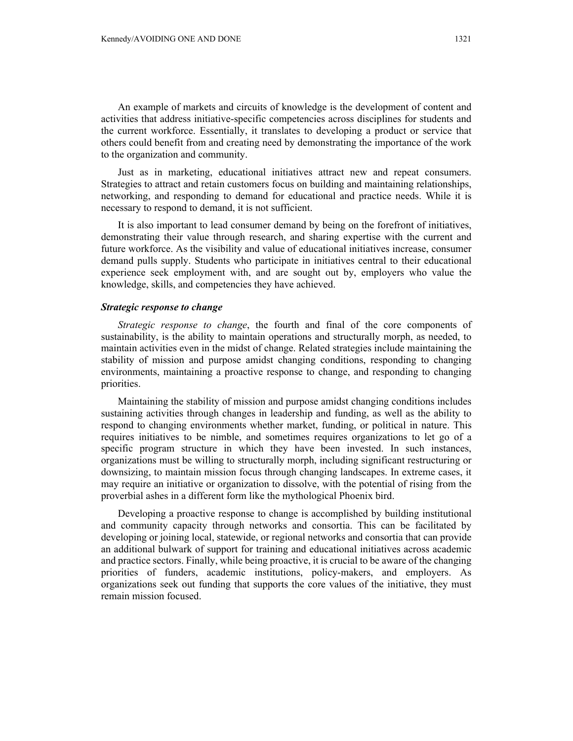An example of markets and circuits of knowledge is the development of content and activities that address initiative-specific competencies across disciplines for students and the current workforce. Essentially, it translates to developing a product or service that others could benefit from and creating need by demonstrating the importance of the work to the organization and community.

Just as in marketing, educational initiatives attract new and repeat consumers. Strategies to attract and retain customers focus on building and maintaining relationships, networking, and responding to demand for educational and practice needs. While it is necessary to respond to demand, it is not sufficient.

It is also important to lead consumer demand by being on the forefront of initiatives, demonstrating their value through research, and sharing expertise with the current and future workforce. As the visibility and value of educational initiatives increase, consumer demand pulls supply. Students who participate in initiatives central to their educational experience seek employment with, and are sought out by, employers who value the knowledge, skills, and competencies they have achieved.

### *Strategic response to change*

*Strategic response to change*, the fourth and final of the core components of sustainability, is the ability to maintain operations and structurally morph, as needed, to maintain activities even in the midst of change. Related strategies include maintaining the stability of mission and purpose amidst changing conditions, responding to changing environments, maintaining a proactive response to change, and responding to changing priorities.

Maintaining the stability of mission and purpose amidst changing conditions includes sustaining activities through changes in leadership and funding, as well as the ability to respond to changing environments whether market, funding, or political in nature. This requires initiatives to be nimble, and sometimes requires organizations to let go of a specific program structure in which they have been invested. In such instances, organizations must be willing to structurally morph, including significant restructuring or downsizing, to maintain mission focus through changing landscapes. In extreme cases, it may require an initiative or organization to dissolve, with the potential of rising from the proverbial ashes in a different form like the mythological Phoenix bird.

Developing a proactive response to change is accomplished by building institutional and community capacity through networks and consortia. This can be facilitated by developing or joining local, statewide, or regional networks and consortia that can provide an additional bulwark of support for training and educational initiatives across academic and practice sectors. Finally, while being proactive, it is crucial to be aware of the changing priorities of funders, academic institutions, policy-makers, and employers. As organizations seek out funding that supports the core values of the initiative, they must remain mission focused.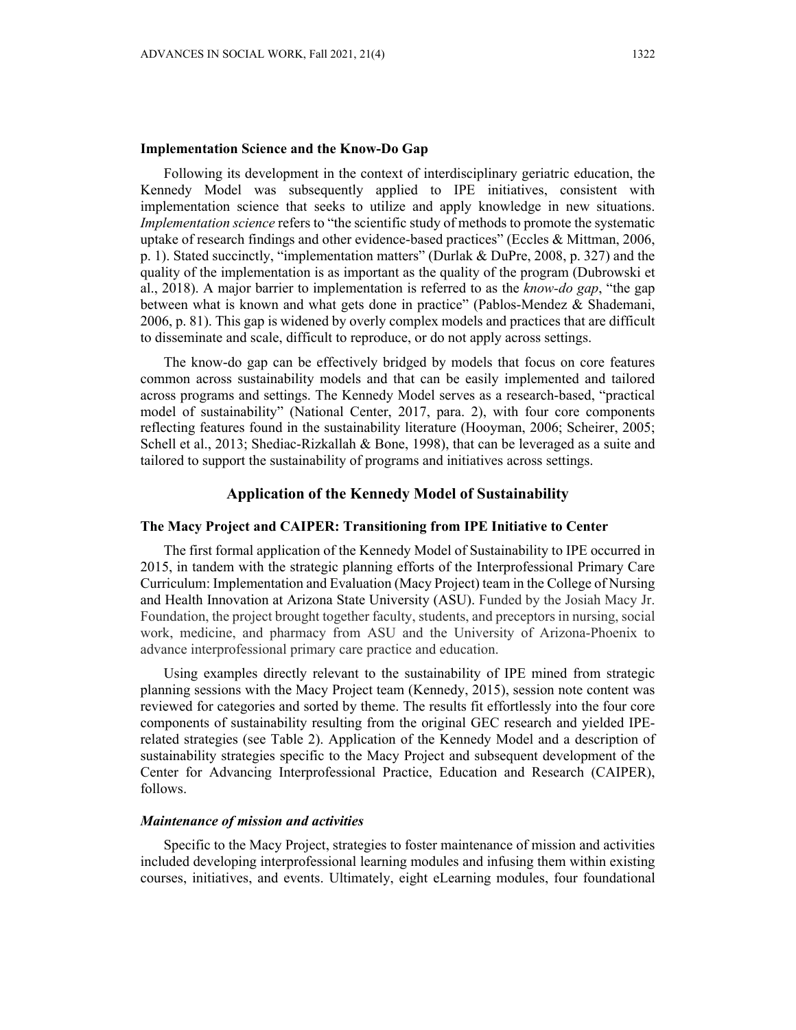### Implementation Science and the Know-Do Gap

Following its development in the context of interdisciplinary geriatric education, the Kennedy Model was subsequently applied to IPE initiatives, consistent with implementation science that seeks to utilize and apply knowledge in new situations. *Implementation science* refers to "the scientific study of methods to promote the systematic uptake of research findings and other evidence-based practices" (Eccles & Mittman, 2006, p. 1). Stated succinctly, "implementation matters" (Durlak & DuPre, 2008, p. 327) and the quality of the implementation is as important as the quality of the program (Dubrowski et al., 2018). A major barrier to implementation is referred to as the *know-do gap*, "the gap between what is known and what gets done in practice" (Pablos-Mendez & Shademani, 2006, p. 81). This gap is widened by overly complex models and practices that are difficult to disseminate and scale, difficult to reproduce, or do not apply across settings.

The know-do gap can be effectively bridged by models that focus on core features common across sustainability models and that can be easily implemented and tailored across programs and settings. The Kennedy Model serves as a research-based, "practical model of sustainability" (National Center, 2017, para. 2), with four core components reflecting features found in the sustainability literature (Hooyman, 2006; Scheirer, 2005; Schell et al., 2013; Shediac-Rizkallah & Bone, 1998), that can be leveraged as a suite and tailored to support the sustainability of programs and initiatives across settings.

## Application of the Kennedy Model of Sustainability

### The Macy Project and CAIPER: Transitioning from IPE Initiative to Center

The first formal application of the Kennedy Model of Sustainability to IPE occurred in 2015, in tandem with the strategic planning efforts of the Interprofessional Primary Care Curriculum: Implementation and Evaluation (Macy Project) team in the College of Nursing and Health Innovation at Arizona State University (ASU). Funded by the Josiah Macy Jr. Foundation, the project brought together faculty, students, and preceptors in nursing, social work, medicine, and pharmacy from ASU and the University of Arizona-Phoenix to advance interprofessional primary care practice and education.

Using examples directly relevant to the sustainability of IPE mined from strategic planning sessions with the Macy Project team (Kennedy, 2015), session note content was reviewed for categories and sorted by theme. The results fit effortlessly into the four core components of sustainability resulting from the original GEC research and yielded IPE-related strategies (see Table 2). Application of the Kennedy Model and a description of sustainability strategies specific to the Macy Project and subsequent development of the Center for Advancing Interprofessional Practice, Education and Research (CAIPER), follows.

#### *Maintenance of mission and activities*

Specific to the Macy Project, strategies to foster maintenance of mission and activities included developing interprofessional learning modules and infusing them within existing courses, initiatives, and events. Ultimately, eight eLearning modules, four foundational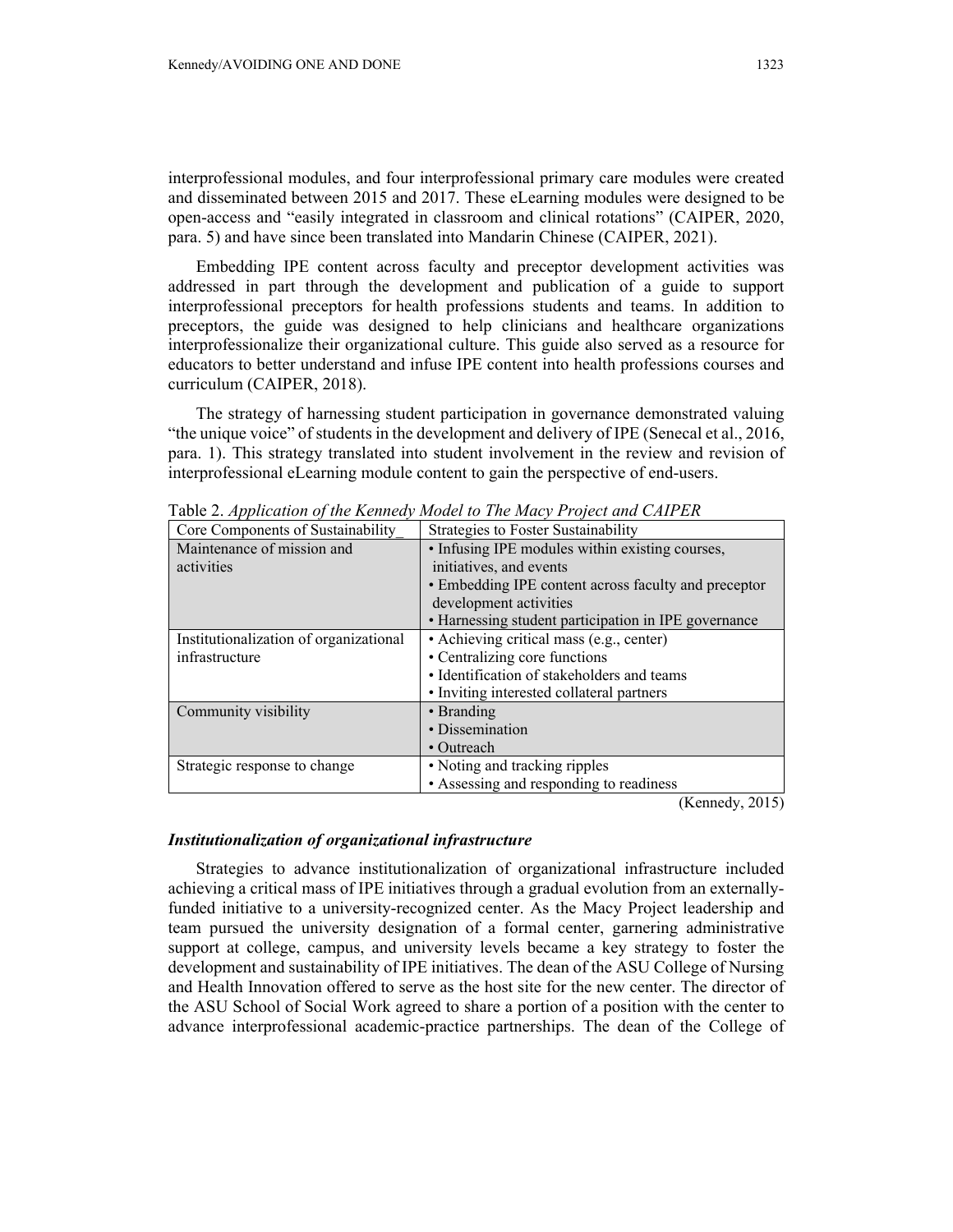interprofessional modules, and four interprofessional primary care modules were created and disseminated between 2015 and 2017. These eLearning modules were designed to be open-access and "easily integrated in classroom and clinical rotations" (CAIPER, 2020, para. 5) and have since been translated into Mandarin Chinese (CAIPER, 2021).

Embedding IPE content across faculty and preceptor development activities was addressed in part through the development and publication of a guide to support interprofessional preceptors for health professions students and teams. In addition to preceptors, the guide was designed to help clinicians and healthcare organizations interprofessionalize their organizational culture. This guide also served as a resource for educators to better understand and infuse IPE content into health professions courses and curriculum (CAIPER, 2018).

The strategy of harnessing student participation in governance demonstrated valuing "the unique voice" of students in the development and delivery of IPE (Senecal et al., 2016, para. 1). This strategy translated into student involvement in the review and revision of interprofessional eLearning module content to gain the perspective of end-users.

Table 2. *Application of the Kennedy Model to The Macy Project and CAIPER*

| Core Components of Sustainability | Strategies to Foster Sustainability |
|---|---|
| Maintenance of mission and activities | • Infusing IPE modules within existing courses, initiatives, and events<br>• Embedding IPE content across faculty and preceptor development activities<br>• Harnessing student participation in IPE governance |
| Institutionalization of organizational infrastructure | • Achieving critical mass (e.g., center)<br>• Centralizing core functions<br>• Identification of stakeholders and teams<br>• Inviting interested collateral partners |
| Community visibility | • Branding<br>• Dissemination<br>• Outreach |
| Strategic response to change | • Noting and tracking ripples<br>• Assessing and responding to readiness |

(Kennedy, 2015)

### *Institutionalization of organizational infrastructure*

Strategies to advance institutionalization of organizational infrastructure included achieving a critical mass of IPE initiatives through a gradual evolution from an externally-funded initiative to a university-recognized center. As the Macy Project leadership and team pursued the university designation of a formal center, garnering administrative support at college, campus, and university levels became a key strategy to foster the development and sustainability of IPE initiatives. The dean of the ASU College of Nursing and Health Innovation offered to serve as the host site for the new center. The director of the ASU School of Social Work agreed to share a portion of a position with the center to advance interprofessional academic-practice partnerships. The dean of the College of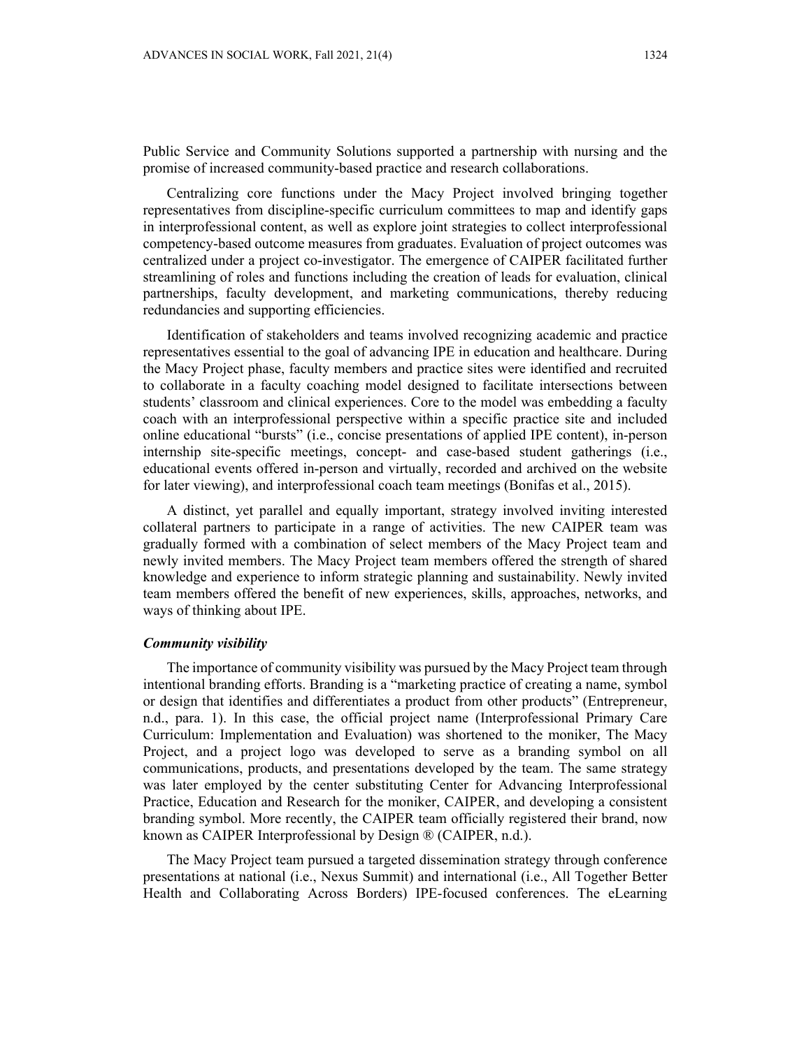Public Service and Community Solutions supported a partnership with nursing and the promise of increased community-based practice and research collaborations.

Centralizing core functions under the Macy Project involved bringing together representatives from discipline-specific curriculum committees to map and identify gaps in interprofessional content, as well as explore joint strategies to collect interprofessional competency-based outcome measures from graduates. Evaluation of project outcomes was centralized under a project co-investigator. The emergence of CAIPER facilitated further streamlining of roles and functions including the creation of leads for evaluation, clinical partnerships, faculty development, and marketing communications, thereby reducing redundancies and supporting efficiencies.

Identification of stakeholders and teams involved recognizing academic and practice representatives essential to the goal of advancing IPE in education and healthcare. During the Macy Project phase, faculty members and practice sites were identified and recruited to collaborate in a faculty coaching model designed to facilitate intersections between students' classroom and clinical experiences. Core to the model was embedding a faculty coach with an interprofessional perspective within a specific practice site and included online educational "bursts" (i.e., concise presentations of applied IPE content), in-person internship site-specific meetings, concept- and case-based student gatherings (i.e., educational events offered in-person and virtually, recorded and archived on the website for later viewing), and interprofessional coach team meetings (Bonifas et al., 2015).

A distinct, yet parallel and equally important, strategy involved inviting interested collateral partners to participate in a range of activities. The new CAIPER team was gradually formed with a combination of select members of the Macy Project team and newly invited members. The Macy Project team members offered the strength of shared knowledge and experience to inform strategic planning and sustainability. Newly invited team members offered the benefit of new experiences, skills, approaches, networks, and ways of thinking about IPE.

### *Community visibility*

The importance of community visibility was pursued by the Macy Project team through intentional branding efforts. Branding is a "marketing practice of creating a name, symbol or design that identifies and differentiates a product from other products" (Entrepreneur, n.d., para. 1). In this case, the official project name (Interprofessional Primary Care Curriculum: Implementation and Evaluation) was shortened to the moniker, The Macy Project, and a project logo was developed to serve as a branding symbol on all communications, products, and presentations developed by the team. The same strategy was later employed by the center substituting Center for Advancing Interprofessional Practice, Education and Research for the moniker, CAIPER, and developing a consistent branding symbol. More recently, the CAIPER team officially registered their brand, now known as CAIPER Interprofessional by Design ® (CAIPER, n.d.).

The Macy Project team pursued a targeted dissemination strategy through conference presentations at national (i.e., Nexus Summit) and international (i.e., All Together Better Health and Collaborating Across Borders) IPE-focused conferences. The eLearning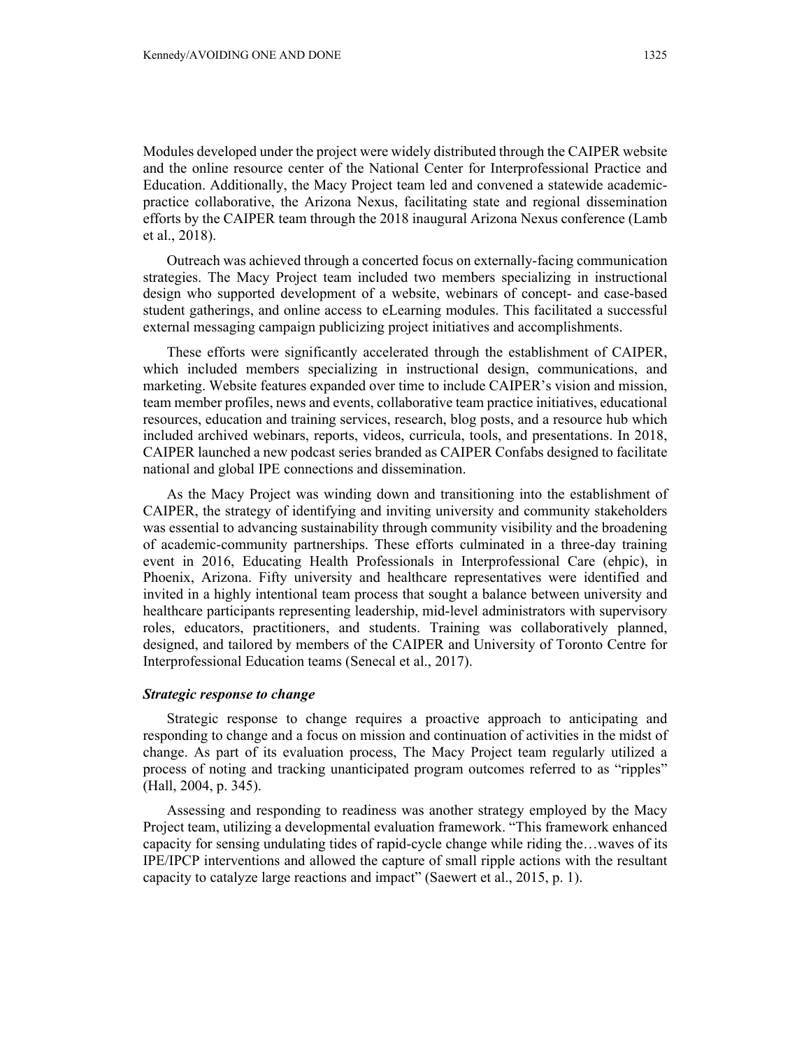Modules developed under the project were widely distributed through the CAIPER website and the online resource center of the National Center for Interprofessional Practice and Education. Additionally, the Macy Project team led and convened a statewide academic-practice collaborative, the Arizona Nexus, facilitating state and regional dissemination efforts by the CAIPER team through the 2018 inaugural Arizona Nexus conference (Lamb et al., 2018).

Outreach was achieved through a concerted focus on externally-facing communication strategies. The Macy Project team included two members specializing in instructional design who supported development of a website, webinars of concept- and case-based student gatherings, and online access to eLearning modules. This facilitated a successful external messaging campaign publicizing project initiatives and accomplishments.

These efforts were significantly accelerated through the establishment of CAIPER, which included members specializing in instructional design, communications, and marketing. Website features expanded over time to include CAIPER's vision and mission, team member profiles, news and events, collaborative team practice initiatives, educational resources, education and training services, research, blog posts, and a resource hub which included archived webinars, reports, videos, curricula, tools, and presentations. In 2018, CAIPER launched a new podcast series branded as CAIPER Confabs designed to facilitate national and global IPE connections and dissemination.

As the Macy Project was winding down and transitioning into the establishment of CAIPER, the strategy of identifying and inviting university and community stakeholders was essential to advancing sustainability through community visibility and the broadening of academic-community partnerships. These efforts culminated in a three-day training event in 2016, Educating Health Professionals in Interprofessional Care (ehpic), in Phoenix, Arizona. Fifty university and healthcare representatives were identified and invited in a highly intentional team process that sought a balance between university and healthcare participants representing leadership, mid-level administrators with supervisory roles, educators, practitioners, and students. Training was collaboratively planned, designed, and tailored by members of the CAIPER and University of Toronto Centre for Interprofessional Education teams (Senecal et al., 2017).

***Strategic response to change***

Strategic response to change requires a proactive approach to anticipating and responding to change and a focus on mission and continuation of activities in the midst of change. As part of its evaluation process, The Macy Project team regularly utilized a process of noting and tracking unanticipated program outcomes referred to as "ripples" (Hall, 2004, p. 345).

Assessing and responding to readiness was another strategy employed by the Macy Project team, utilizing a developmental evaluation framework. "This framework enhanced capacity for sensing undulating tides of rapid-cycle change while riding the…waves of its IPE/IPCP interventions and allowed the capture of small ripple actions with the resultant capacity to catalyze large reactions and impact" (Saewert et al., 2015, p. 1).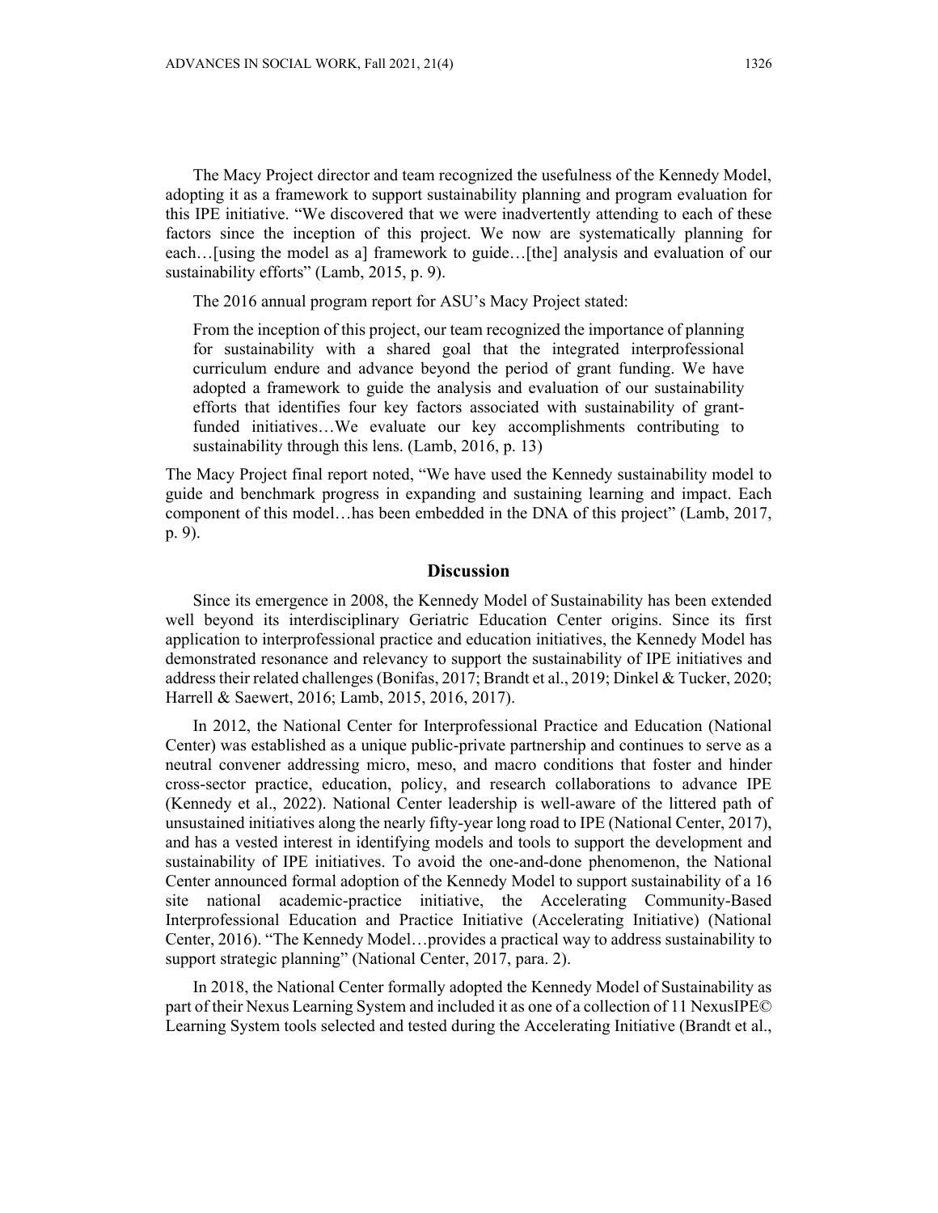The Macy Project director and team recognized the usefulness of the Kennedy Model, adopting it as a framework to support sustainability planning and program evaluation for this IPE initiative. "We discovered that we were inadvertently attending to each of these factors since the inception of this project. We now are systematically planning for each…[using the model as a] framework to guide…[the] analysis and evaluation of our sustainability efforts" (Lamb, 2015, p. 9).

The 2016 annual program report for ASU's Macy Project stated:

> From the inception of this project, our team recognized the importance of planning for sustainability with a shared goal that the integrated interprofessional curriculum endure and advance beyond the period of grant funding. We have adopted a framework to guide the analysis and evaluation of our sustainability efforts that identifies four key factors associated with sustainability of grant-funded initiatives…We evaluate our key accomplishments contributing to sustainability through this lens. (Lamb, 2016, p. 13)

The Macy Project final report noted, "We have used the Kennedy sustainability model to guide and benchmark progress in expanding and sustaining learning and impact. Each component of this model…has been embedded in the DNA of this project" (Lamb, 2017, p. 9).

## Discussion

Since its emergence in 2008, the Kennedy Model of Sustainability has been extended well beyond its interdisciplinary Geriatric Education Center origins. Since its first application to interprofessional practice and education initiatives, the Kennedy Model has demonstrated resonance and relevancy to support the sustainability of IPE initiatives and address their related challenges (Bonifas, 2017; Brandt et al., 2019; Dinkel & Tucker, 2020; Harrell & Saewert, 2016; Lamb, 2015, 2016, 2017).

In 2012, the National Center for Interprofessional Practice and Education (National Center) was established as a unique public-private partnership and continues to serve as a neutral convener addressing micro, meso, and macro conditions that foster and hinder cross-sector practice, education, policy, and research collaborations to advance IPE (Kennedy et al., 2022). National Center leadership is well-aware of the littered path of unsustained initiatives along the nearly fifty-year long road to IPE (National Center, 2017), and has a vested interest in identifying models and tools to support the development and sustainability of IPE initiatives. To avoid the one-and-done phenomenon, the National Center announced formal adoption of the Kennedy Model to support sustainability of a 16 site national academic-practice initiative, the Accelerating Community-Based Interprofessional Education and Practice Initiative (Accelerating Initiative) (National Center, 2016). "The Kennedy Model…provides a practical way to address sustainability to support strategic planning" (National Center, 2017, para. 2).

In 2018, the National Center formally adopted the Kennedy Model of Sustainability as part of their Nexus Learning System and included it as one of a collection of 11 NexusIPE© Learning System tools selected and tested during the Accelerating Initiative (Brandt et al.,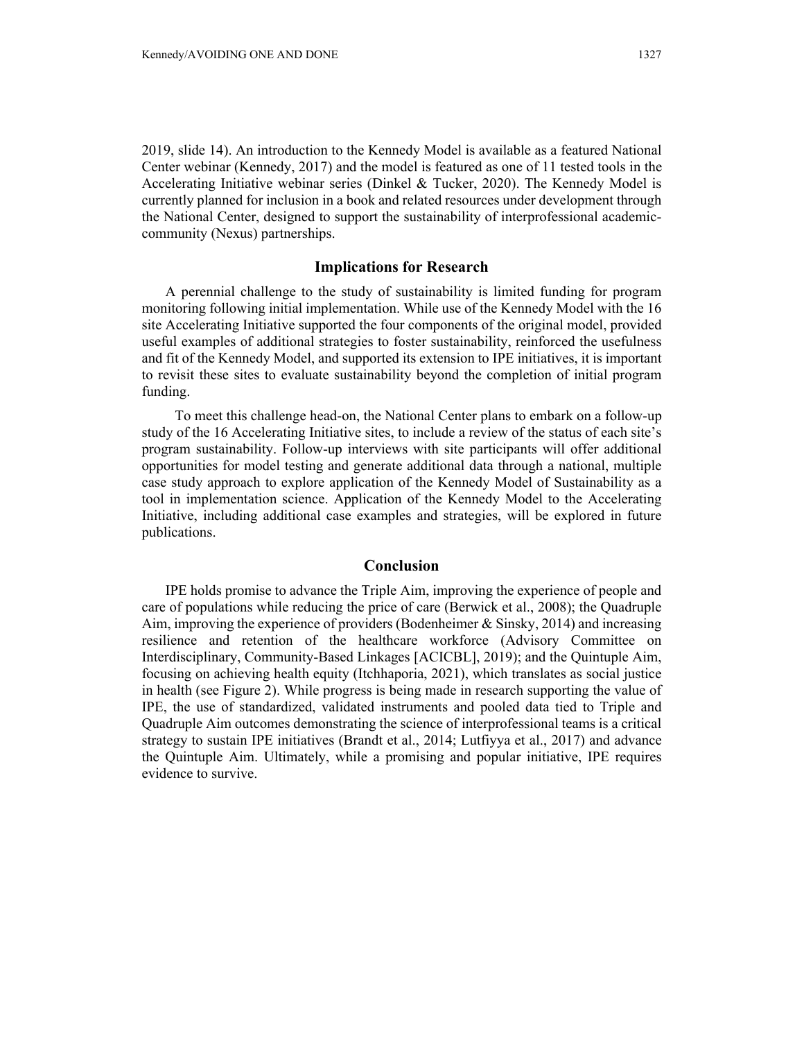2019, slide 14). An introduction to the Kennedy Model is available as a featured National Center webinar (Kennedy, 2017) and the model is featured as one of 11 tested tools in the Accelerating Initiative webinar series (Dinkel & Tucker, 2020). The Kennedy Model is currently planned for inclusion in a book and related resources under development through the National Center, designed to support the sustainability of interprofessional academic-community (Nexus) partnerships.

## Implications for Research

A perennial challenge to the study of sustainability is limited funding for program monitoring following initial implementation. While use of the Kennedy Model with the 16 site Accelerating Initiative supported the four components of the original model, provided useful examples of additional strategies to foster sustainability, reinforced the usefulness and fit of the Kennedy Model, and supported its extension to IPE initiatives, it is important to revisit these sites to evaluate sustainability beyond the completion of initial program funding.

To meet this challenge head-on, the National Center plans to embark on a follow-up study of the 16 Accelerating Initiative sites, to include a review of the status of each site's program sustainability. Follow-up interviews with site participants will offer additional opportunities for model testing and generate additional data through a national, multiple case study approach to explore application of the Kennedy Model of Sustainability as a tool in implementation science. Application of the Kennedy Model to the Accelerating Initiative, including additional case examples and strategies, will be explored in future publications.

## Conclusion

IPE holds promise to advance the Triple Aim, improving the experience of people and care of populations while reducing the price of care (Berwick et al., 2008); the Quadruple Aim, improving the experience of providers (Bodenheimer & Sinsky, 2014) and increasing resilience and retention of the healthcare workforce (Advisory Committee on Interdisciplinary, Community-Based Linkages [ACICBL], 2019); and the Quintuple Aim, focusing on achieving health equity (Itchhaporia, 2021), which translates as social justice in health (see Figure 2). While progress is being made in research supporting the value of IPE, the use of standardized, validated instruments and pooled data tied to Triple and Quadruple Aim outcomes demonstrating the science of interprofessional teams is a critical strategy to sustain IPE initiatives (Brandt et al., 2014; Lutfiyya et al., 2017) and advance the Quintuple Aim. Ultimately, while a promising and popular initiative, IPE requires evidence to survive.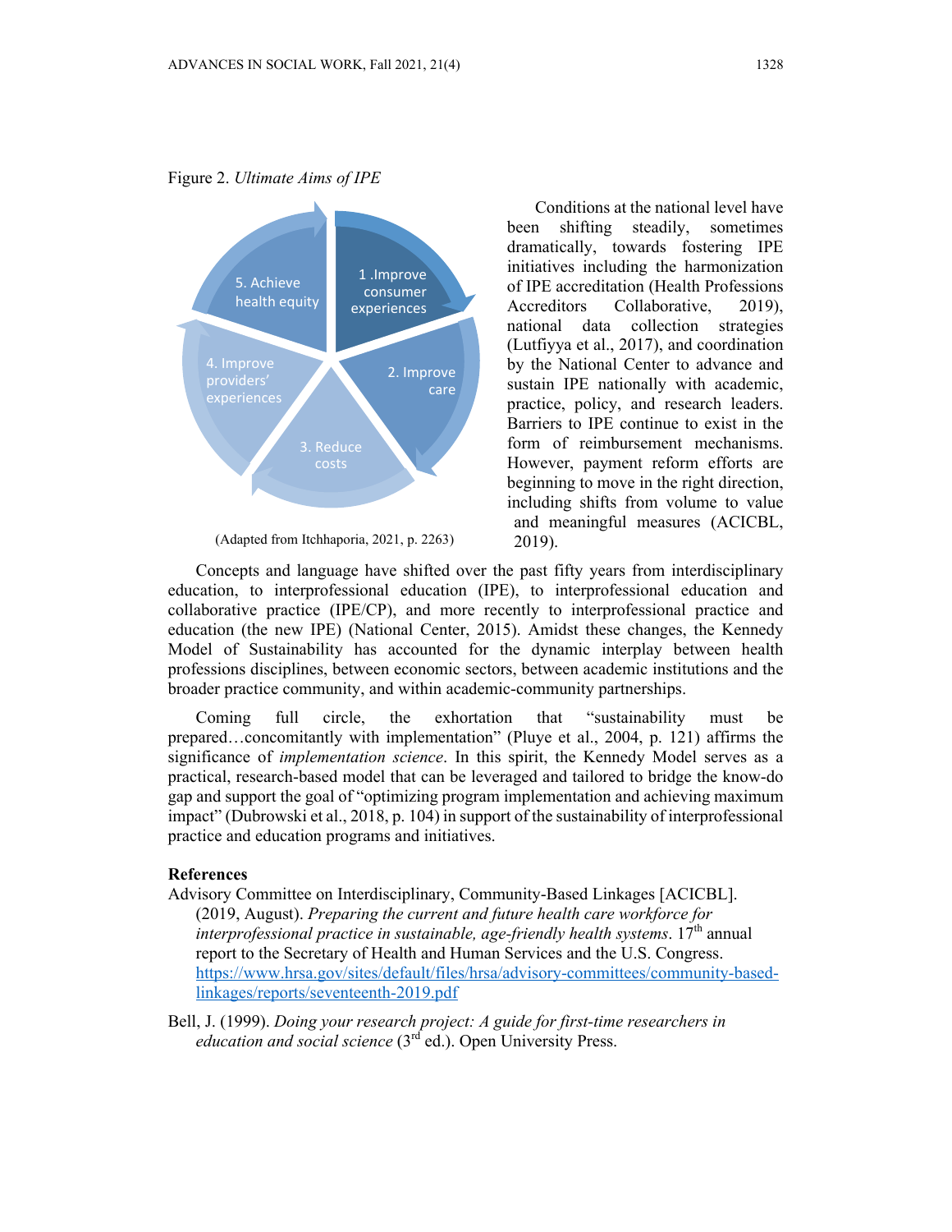Figure 2. *Ultimate Aims of IPE*

1 .Improve consumer experiences

2. Improve care

3. Reduce costs

4. Improve providers' experiences

5. Achieve health equity

(Adapted from Itchhaporia, 2021, p. 2263)

Conditions at the national level have been shifting steadily, sometimes dramatically, towards fostering IPE initiatives including the harmonization of IPE accreditation (Health Professions Accreditors Collaborative, 2019), national data collection strategies (Lutfiyya et al., 2017), and coordination by the National Center to advance and sustain IPE nationally with academic, practice, policy, and research leaders. Barriers to IPE continue to exist in the form of reimbursement mechanisms. However, payment reform efforts are beginning to move in the right direction, including shifts from volume to value and meaningful measures (ACICBL, 2019).

Concepts and language have shifted over the past fifty years from interdisciplinary education, to interprofessional education (IPE), to interprofessional education and collaborative practice (IPE/CP), and more recently to interprofessional practice and education (the new IPE) (National Center, 2015). Amidst these changes, the Kennedy Model of Sustainability has accounted for the dynamic interplay between health professions disciplines, between economic sectors, between academic institutions and the broader practice community, and within academic-community partnerships.

Coming full circle, the exhortation that "sustainability must be prepared…concomitantly with implementation" (Pluye et al., 2004, p. 121) affirms the significance of *implementation science*. In this spirit, the Kennedy Model serves as a practical, research-based model that can be leveraged and tailored to bridge the know-do gap and support the goal of "optimizing program implementation and achieving maximum impact" (Dubrowski et al., 2018, p. 104) in support of the sustainability of interprofessional practice and education programs and initiatives.

## References

Advisory Committee on Interdisciplinary, Community-Based Linkages [ACICBL]. (2019, August). *Preparing the current and future health care workforce for interprofessional practice in sustainable, age-friendly health systems*. 17th annual report to the Secretary of Health and Human Services and the U.S. Congress. https://www.hrsa.gov/sites/default/files/hrsa/advisory-committees/community-based-linkages/reports/seventeenth-2019.pdf

Bell, J. (1999). *Doing your research project: A guide for first-time researchers in education and social science* (3rd ed.). Open University Press.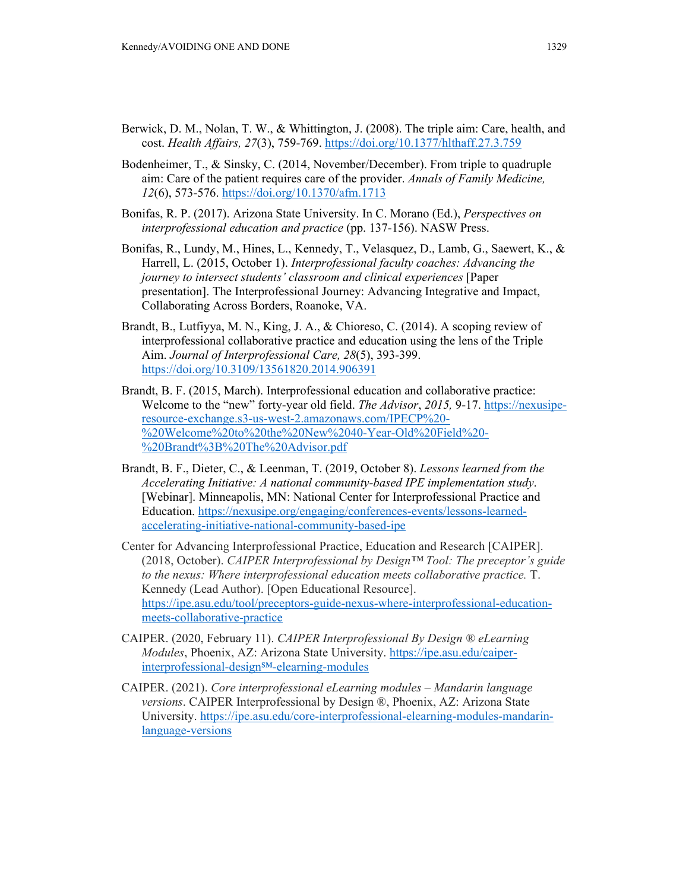Berwick, D. M., Nolan, T. W., & Whittington, J. (2008). The triple aim: Care, health, and cost. *Health Affairs, 27*(3), 759-769. https://doi.org/10.1377/hlthaff.27.3.759

Bodenheimer, T., & Sinsky, C. (2014, November/December). From triple to quadruple aim: Care of the patient requires care of the provider. *Annals of Family Medicine, 12*(6), 573-576. https://doi.org/10.1370/afm.1713

Bonifas, R. P. (2017). Arizona State University. In C. Morano (Ed.), *Perspectives on interprofessional education and practice* (pp. 137-156). NASW Press.

Bonifas, R., Lundy, M., Hines, L., Kennedy, T., Velasquez, D., Lamb, G., Saewert, K., & Harrell, L. (2015, October 1). *Interprofessional faculty coaches: Advancing the journey to intersect students' classroom and clinical experiences* [Paper presentation]. The Interprofessional Journey: Advancing Integrative and Impact, Collaborating Across Borders, Roanoke, VA.

Brandt, B., Lutfiyya, M. N., King, J. A., & Chioreso, C. (2014). A scoping review of interprofessional collaborative practice and education using the lens of the Triple Aim. *Journal of Interprofessional Care, 28*(5), 393-399. https://doi.org/10.3109/13561820.2014.906391

Brandt, B. F. (2015, March). Interprofessional education and collaborative practice: Welcome to the "new" forty-year old field. *The Advisor*, *2015,* 9-17. https://nexusipe-resource-exchange.s3-us-west-2.amazonaws.com/IPECP%20-%20Welcome%20to%20the%20New%2040-Year-Old%20Field%20-%20Brandt%3B%20The%20Advisor.pdf

Brandt, B. F., Dieter, C., & Leenman, T. (2019, October 8). *Lessons learned from the Accelerating Initiative: A national community-based IPE implementation study*. [Webinar]. Minneapolis, MN: National Center for Interprofessional Practice and Education. https://nexusipe.org/engaging/conferences-events/lessons-learned-accelerating-initiative-national-community-based-ipe

Center for Advancing Interprofessional Practice, Education and Research [CAIPER]. (2018, October). *CAIPER Interprofessional by Design™ Tool: The preceptor's guide to the nexus: Where interprofessional education meets collaborative practice.* T. Kennedy (Lead Author). [Open Educational Resource]. https://ipe.asu.edu/tool/preceptors-guide-nexus-where-interprofessional-education-meets-collaborative-practice

CAIPER. (2020, February 11). *CAIPER Interprofessional By Design ® eLearning Modules*, Phoenix, AZ: Arizona State University. https://ipe.asu.edu/caiper-interprofessional-design℠-elearning-modules

CAIPER. (2021). *Core interprofessional eLearning modules – Mandarin language versions*. CAIPER Interprofessional by Design ®, Phoenix, AZ: Arizona State University. https://ipe.asu.edu/core-interprofessional-elearning-modules-mandarin-language-versions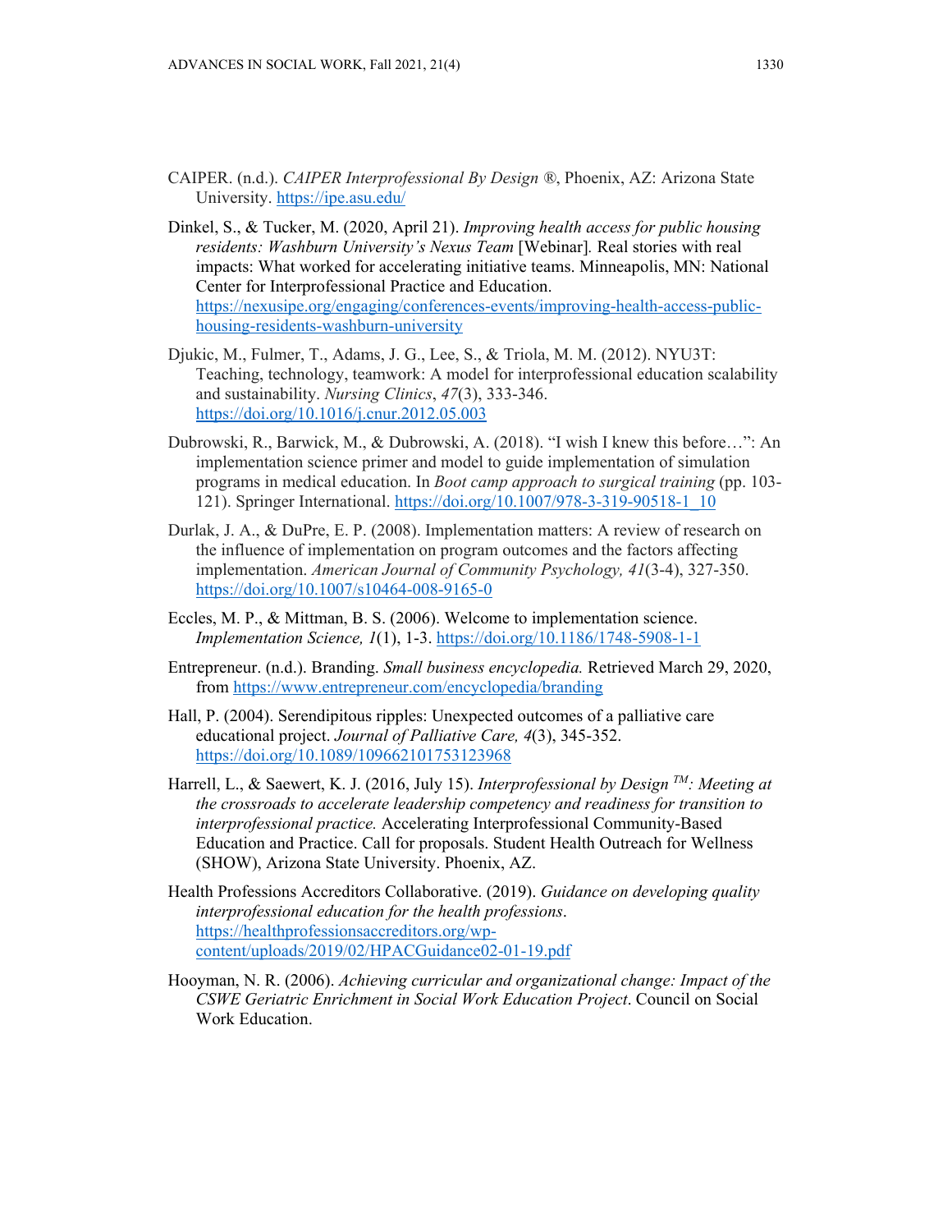CAIPER. (n.d.). *CAIPER Interprofessional By Design ®*, Phoenix, AZ: Arizona State University. https://ipe.asu.edu/

Dinkel, S., & Tucker, M. (2020, April 21). *Improving health access for public housing residents: Washburn University's Nexus Team* [Webinar]*.* Real stories with real impacts: What worked for accelerating initiative teams. Minneapolis, MN: National Center for Interprofessional Practice and Education. https://nexusipe.org/engaging/conferences-events/improving-health-access-public-housing-residents-washburn-university

Djukic, M., Fulmer, T., Adams, J. G., Lee, S., & Triola, M. M. (2012). NYU3T: Teaching, technology, teamwork: A model for interprofessional education scalability and sustainability. *Nursing Clinics*, *47*(3), 333-346. https://doi.org/10.1016/j.cnur.2012.05.003

Dubrowski, R., Barwick, M., & Dubrowski, A. (2018). "I wish I knew this before…": An implementation science primer and model to guide implementation of simulation programs in medical education. In *Boot camp approach to surgical training* (pp. 103-121). Springer International. https://doi.org/10.1007/978-3-319-90518-1_10

Durlak, J. A., & DuPre, E. P. (2008). Implementation matters: A review of research on the influence of implementation on program outcomes and the factors affecting implementation. *American Journal of Community Psychology, 41*(3-4), 327-350. https://doi.org/10.1007/s10464-008-9165-0

Eccles, M. P., & Mittman, B. S. (2006). Welcome to implementation science. *Implementation Science, 1*(1), 1-3. https://doi.org/10.1186/1748-5908-1-1

Entrepreneur. (n.d.). Branding. *Small business encyclopedia.* Retrieved March 29, 2020, from https://www.entrepreneur.com/encyclopedia/branding

Hall, P. (2004). Serendipitous ripples: Unexpected outcomes of a palliative care educational project. *Journal of Palliative Care, 4*(3), 345-352. https://doi.org/10.1089/109662101753123968

Harrell, L., & Saewert, K. J. (2016, July 15). *Interprofessional by Design TM: Meeting at the crossroads to accelerate leadership competency and readiness for transition to interprofessional practice.* Accelerating Interprofessional Community-Based Education and Practice. Call for proposals. Student Health Outreach for Wellness (SHOW), Arizona State University. Phoenix, AZ.

Health Professions Accreditors Collaborative. (2019). *Guidance on developing quality interprofessional education for the health professions*. https://healthprofessionsaccreditors.org/wp-content/uploads/2019/02/HPACGuidance02-01-19.pdf

Hooyman, N. R. (2006). *Achieving curricular and organizational change: Impact of the CSWE Geriatric Enrichment in Social Work Education Project*. Council on Social Work Education.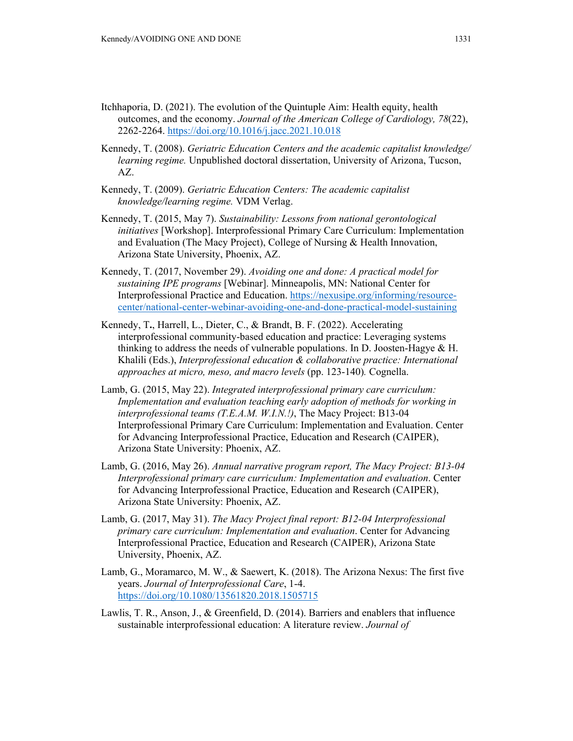Itchhaporia, D. (2021). The evolution of the Quintuple Aim: Health equity, health outcomes, and the economy. *Journal of the American College of Cardiology, 78*(22), 2262-2264. https://doi.org/10.1016/j.jacc.2021.10.018

Kennedy, T. (2008). *Geriatric Education Centers and the academic capitalist knowledge/ learning regime.* Unpublished doctoral dissertation, University of Arizona, Tucson, AZ.

Kennedy, T. (2009). *Geriatric Education Centers: The academic capitalist knowledge/learning regime.* VDM Verlag.

Kennedy, T. (2015, May 7). *Sustainability: Lessons from national gerontological initiatives* [Workshop]. Interprofessional Primary Care Curriculum: Implementation and Evaluation (The Macy Project), College of Nursing & Health Innovation, Arizona State University, Phoenix, AZ.

Kennedy, T. (2017, November 29). *Avoiding one and done: A practical model for sustaining IPE programs* [Webinar]. Minneapolis, MN: National Center for Interprofessional Practice and Education. https://nexusipe.org/informing/resource-center/national-center-webinar-avoiding-one-and-done-practical-model-sustaining

Kennedy, T**.**, Harrell, L., Dieter, C., & Brandt, B. F. (2022). Accelerating interprofessional community-based education and practice: Leveraging systems thinking to address the needs of vulnerable populations. In D. Joosten-Hagye & H. Khalili (Eds.), *Interprofessional education & collaborative practice: International approaches at micro, meso, and macro levels* (pp. 123-140)*.* Cognella.

Lamb, G. (2015, May 22). *Integrated interprofessional primary care curriculum: Implementation and evaluation teaching early adoption of methods for working in interprofessional teams (T.E.A.M. W.I.N.!)*, The Macy Project: B13-04 Interprofessional Primary Care Curriculum: Implementation and Evaluation. Center for Advancing Interprofessional Practice, Education and Research (CAIPER), Arizona State University: Phoenix, AZ.

Lamb, G. (2016, May 26). *Annual narrative program report, The Macy Project: B13-04 Interprofessional primary care curriculum: Implementation and evaluation*. Center for Advancing Interprofessional Practice, Education and Research (CAIPER), Arizona State University: Phoenix, AZ.

Lamb, G. (2017, May 31). *The Macy Project final report: B12-04 Interprofessional primary care curriculum: Implementation and evaluation*. Center for Advancing Interprofessional Practice, Education and Research (CAIPER), Arizona State University, Phoenix, AZ.

Lamb, G., Moramarco, M. W., & Saewert, K. (2018). The Arizona Nexus: The first five years. *Journal of Interprofessional Care*, 1-4. https://doi.org/10.1080/13561820.2018.1505715

Lawlis, T. R., Anson, J., & Greenfield, D. (2014). Barriers and enablers that influence sustainable interprofessional education: A literature review. *Journal of*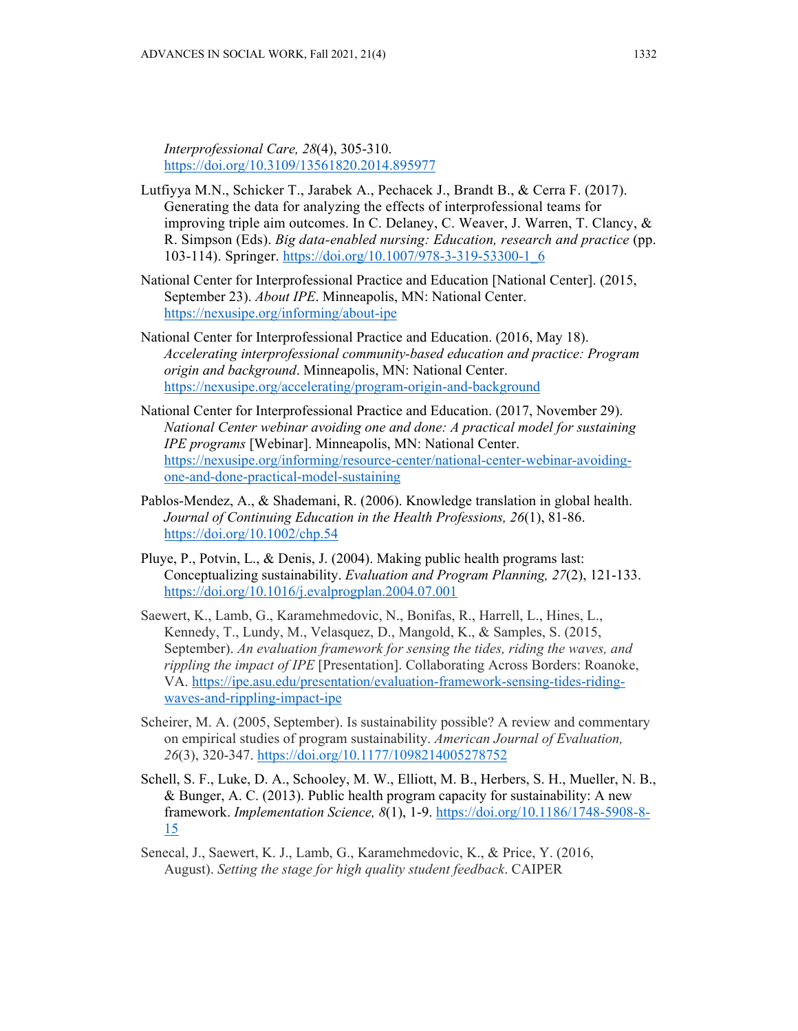*Interprofessional Care, 28*(4), 305-310. https://doi.org/10.3109/13561820.2014.895977

Lutfiyya M.N., Schicker T., Jarabek A., Pechacek J., Brandt B., & Cerra F. (2017). Generating the data for analyzing the effects of interprofessional teams for improving triple aim outcomes. In C. Delaney, C. Weaver, J. Warren, T. Clancy, & R. Simpson (Eds). *Big data-enabled nursing: Education, research and practice* (pp. 103-114). Springer. https://doi.org/10.1007/978-3-319-53300-1_6

National Center for Interprofessional Practice and Education [National Center]. (2015, September 23). *About IPE*. Minneapolis, MN: National Center. https://nexusipe.org/informing/about-ipe

National Center for Interprofessional Practice and Education. (2016, May 18). *Accelerating interprofessional community-based education and practice: Program origin and background*. Minneapolis, MN: National Center. https://nexusipe.org/accelerating/program-origin-and-background

National Center for Interprofessional Practice and Education. (2017, November 29). *National Center webinar avoiding one and done: A practical model for sustaining IPE programs* [Webinar]. Minneapolis, MN: National Center. https://nexusipe.org/informing/resource-center/national-center-webinar-avoiding-one-and-done-practical-model-sustaining

Pablos-Mendez, A., & Shademani, R. (2006). Knowledge translation in global health. *Journal of Continuing Education in the Health Professions, 26*(1), 81-86. https://doi.org/10.1002/chp.54

Pluye, P., Potvin, L., & Denis, J. (2004). Making public health programs last: Conceptualizing sustainability. *Evaluation and Program Planning, 27*(2), 121-133. https://doi.org/10.1016/j.evalprogplan.2004.07.001

Saewert, K., Lamb, G., Karamehmedovic, N., Bonifas, R., Harrell, L., Hines, L., Kennedy, T., Lundy, M., Velasquez, D., Mangold, K., & Samples, S. (2015, September). *An evaluation framework for sensing the tides, riding the waves, and rippling the impact of IPE* [Presentation]. Collaborating Across Borders: Roanoke, VA. https://ipe.asu.edu/presentation/evaluation-framework-sensing-tides-riding-waves-and-rippling-impact-ipe

Scheirer, M. A. (2005, September). Is sustainability possible? A review and commentary on empirical studies of program sustainability. *American Journal of Evaluation, 26*(3), 320-347. https://doi.org/10.1177/1098214005278752

Schell, S. F., Luke, D. A., Schooley, M. W., Elliott, M. B., Herbers, S. H., Mueller, N. B., & Bunger, A. C. (2013). Public health program capacity for sustainability: A new framework. *Implementation Science, 8*(1), 1-9. https://doi.org/10.1186/1748-5908-8-15

Senecal, J., Saewert, K. J., Lamb, G., Karamehmedovic, K., & Price, Y. (2016, August). *Setting the stage for high quality student feedback*. CAIPER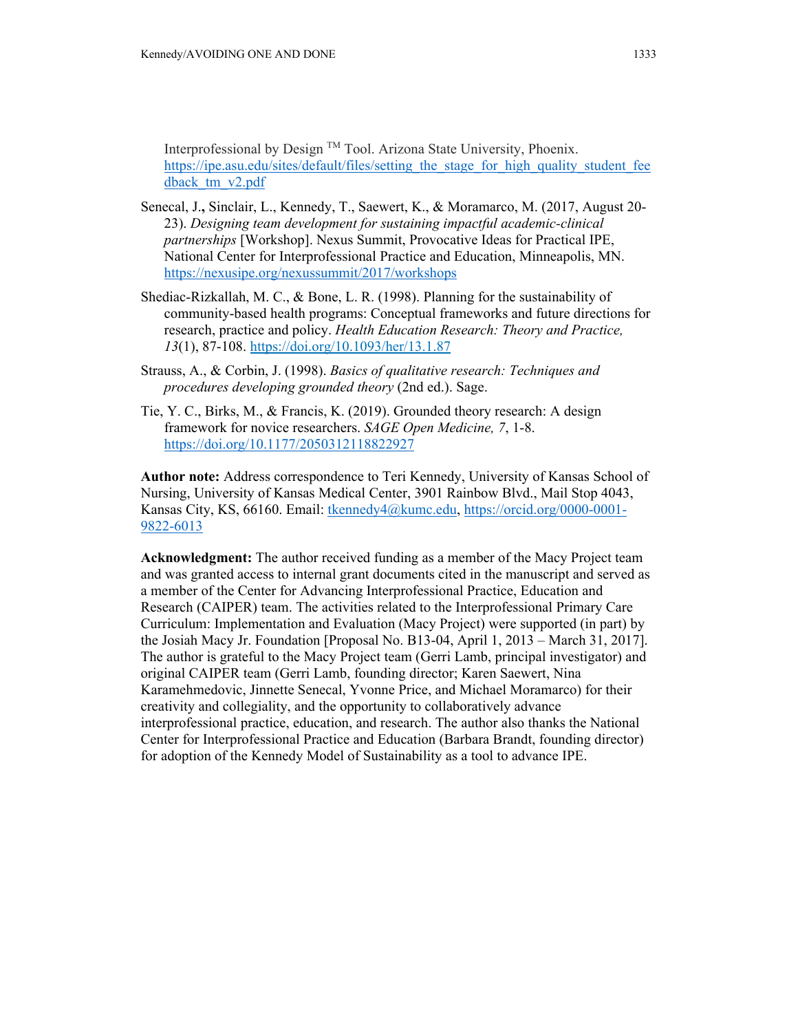Interprofessional by Design [TM] Tool. Arizona State University, Phoenix. https://ipe.asu.edu/sites/default/files/setting_the_stage_for_high_quality_student_feedback_tm_v2.pdf

Senecal, J.**,** Sinclair, L., Kennedy, T., Saewert, K., & Moramarco, M. (2017, August 20-23). *Designing team development for sustaining impactful academic-clinical partnerships* [Workshop]. Nexus Summit, Provocative Ideas for Practical IPE, National Center for Interprofessional Practice and Education, Minneapolis, MN. https://nexusipe.org/nexussummit/2017/workshops

Shediac-Rizkallah, M. C., & Bone, L. R. (1998). Planning for the sustainability of community-based health programs: Conceptual frameworks and future directions for research, practice and policy. *Health Education Research: Theory and Practice, 13*(1), 87-108. https://doi.org/10.1093/her/13.1.87

Strauss, A., & Corbin, J. (1998). *Basics of qualitative research: Techniques and procedures developing grounded theory* (2nd ed.). Sage.

Tie, Y. C., Birks, M., & Francis, K. (2019). Grounded theory research: A design framework for novice researchers. *SAGE Open Medicine, 7*, 1-8. https://doi.org/10.1177/2050312118822927

**Author note:** Address correspondence to Teri Kennedy, University of Kansas School of Nursing, University of Kansas Medical Center, 3901 Rainbow Blvd., Mail Stop 4043, Kansas City, KS, 66160. Email: tkennedy4@kumc.edu, https://orcid.org/0000-0001-9822-6013

**Acknowledgment:** The author received funding as a member of the Macy Project team and was granted access to internal grant documents cited in the manuscript and served as a member of the Center for Advancing Interprofessional Practice, Education and Research (CAIPER) team. The activities related to the Interprofessional Primary Care Curriculum: Implementation and Evaluation (Macy Project) were supported (in part) by the Josiah Macy Jr. Foundation [Proposal No. B13-04, April 1, 2013 – March 31, 2017]. The author is grateful to the Macy Project team (Gerri Lamb, principal investigator) and original CAIPER team (Gerri Lamb, founding director; Karen Saewert, Nina Karamehmedovic, Jinnette Senecal, Yvonne Price, and Michael Moramarco) for their creativity and collegiality, and the opportunity to collaboratively advance interprofessional practice, education, and research. The author also thanks the National Center for Interprofessional Practice and Education (Barbara Brandt, founding director) for adoption of the Kennedy Model of Sustainability as a tool to advance IPE.